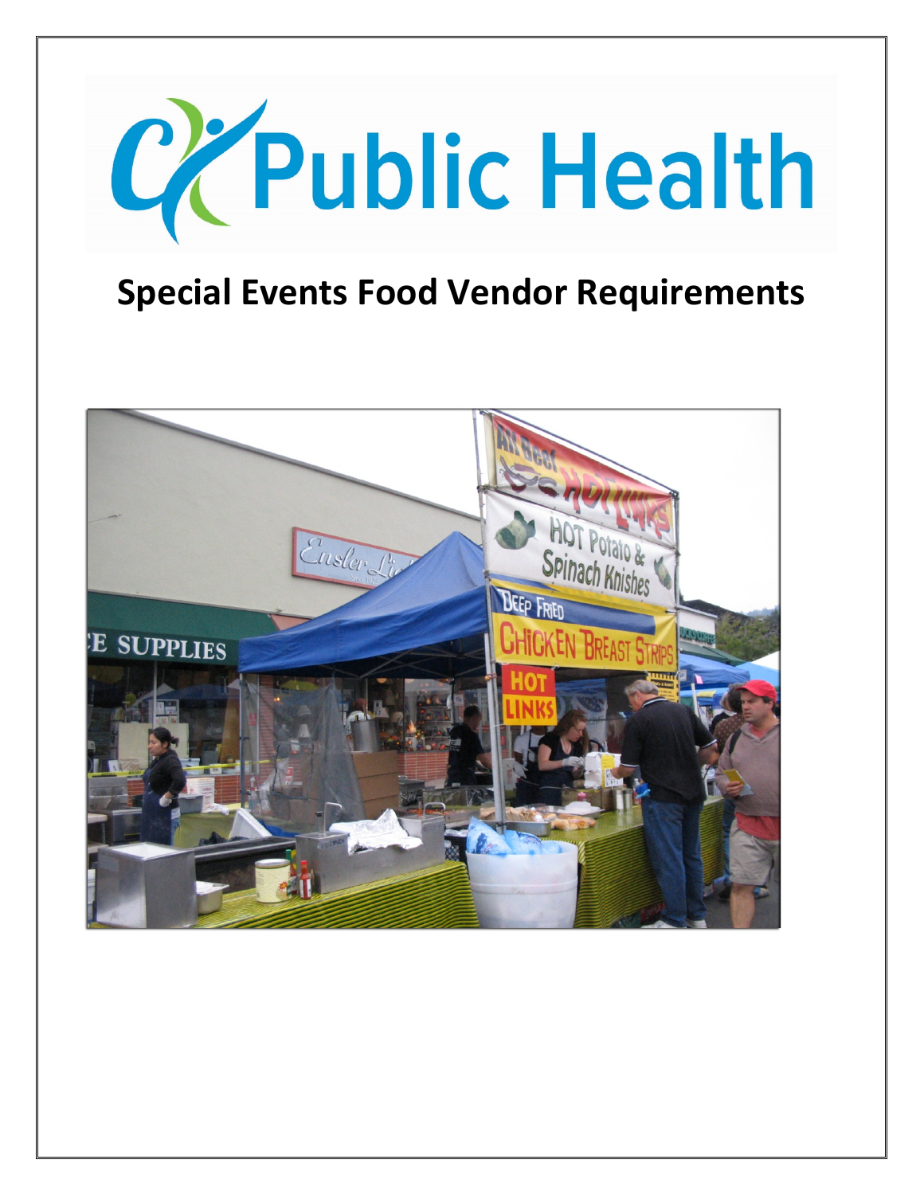# Public Health

## Special Events Food Vendor Requirements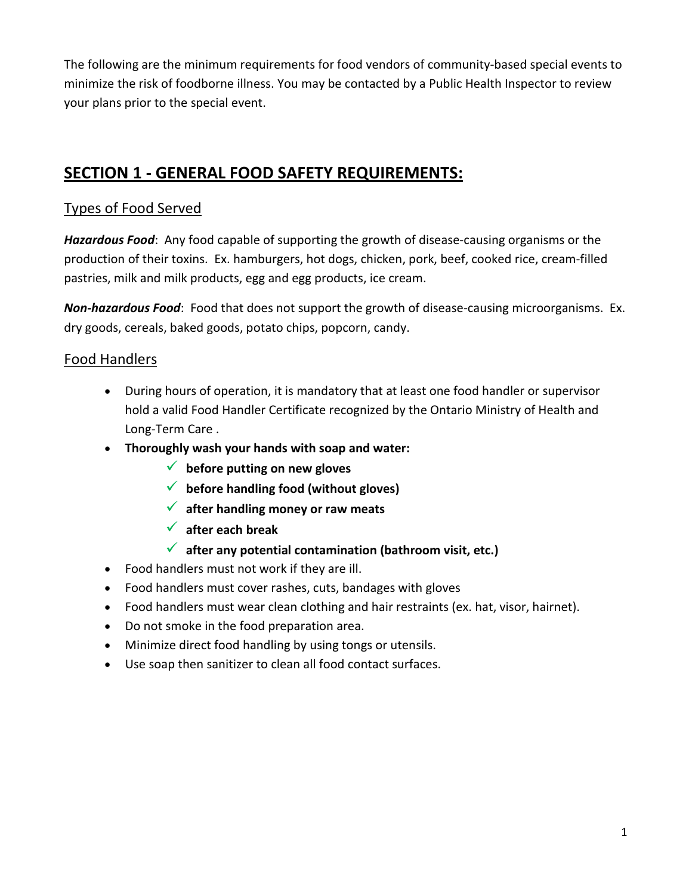The following are the minimum requirements for food vendors of community-based special events to minimize the risk of foodborne illness. You may be contacted by a Public Health Inspector to review your plans prior to the special event.

## SECTION 1 - GENERAL FOOD SAFETY REQUIREMENTS:

### Types of Food Served

***Hazardous Food***: Any food capable of supporting the growth of disease-causing organisms or the production of their toxins. Ex. hamburgers, hot dogs, chicken, pork, beef, cooked rice, cream-filled pastries, milk and milk products, egg and egg products, ice cream.

***Non-hazardous Food***: Food that does not support the growth of disease-causing microorganisms. Ex. dry goods, cereals, baked goods, potato chips, popcorn, candy.

### Food Handlers

- During hours of operation, it is mandatory that at least one food handler or supervisor hold a valid Food Handler Certificate recognized by the Ontario Ministry of Health and Long-Term Care .
- **Thoroughly wash your hands with soap and water:**
  - ✓ **before putting on new gloves**
  - ✓ **before handling food (without gloves)**
  - ✓ **after handling money or raw meats**
  - ✓ **after each break**
  - ✓ **after any potential contamination (bathroom visit, etc.)**
- Food handlers must not work if they are ill.
- Food handlers must cover rashes, cuts, bandages with gloves
- Food handlers must wear clean clothing and hair restraints (ex. hat, visor, hairnet).
- Do not smoke in the food preparation area.
- Minimize direct food handling by using tongs or utensils.
- Use soap then sanitizer to clean all food contact surfaces.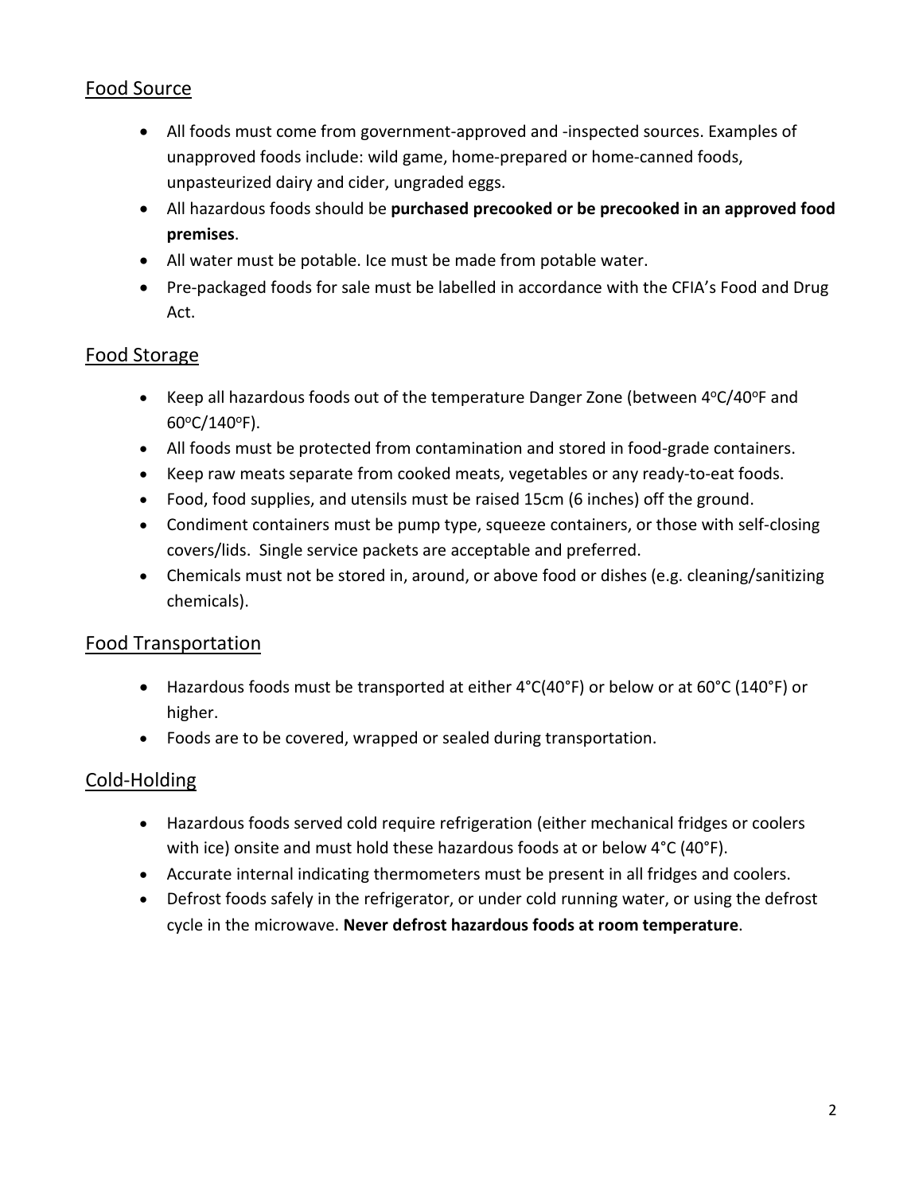## Food Source

- All foods must come from government-approved and -inspected sources. Examples of unapproved foods include: wild game, home-prepared or home-canned foods, unpasteurized dairy and cider, ungraded eggs.
- All hazardous foods should be **purchased precooked or be precooked in an approved food premises**.
- All water must be potable. Ice must be made from potable water.
- Pre-packaged foods for sale must be labelled in accordance with the CFIA's Food and Drug Act.

## Food Storage

- Keep all hazardous foods out of the temperature Danger Zone (between 4°C/40°F and 60°C/140°F).
- All foods must be protected from contamination and stored in food-grade containers.
- Keep raw meats separate from cooked meats, vegetables or any ready-to-eat foods.
- Food, food supplies, and utensils must be raised 15cm (6 inches) off the ground.
- Condiment containers must be pump type, squeeze containers, or those with self-closing covers/lids. Single service packets are acceptable and preferred.
- Chemicals must not be stored in, around, or above food or dishes (e.g. cleaning/sanitizing chemicals).

## Food Transportation

- Hazardous foods must be transported at either 4°C(40°F) or below or at 60°C (140°F) or higher.
- Foods are to be covered, wrapped or sealed during transportation.

## Cold-Holding

- Hazardous foods served cold require refrigeration (either mechanical fridges or coolers with ice) onsite and must hold these hazardous foods at or below 4°C (40°F).
- Accurate internal indicating thermometers must be present in all fridges and coolers.
- Defrost foods safely in the refrigerator, or under cold running water, or using the defrost cycle in the microwave. **Never defrost hazardous foods at room temperature**.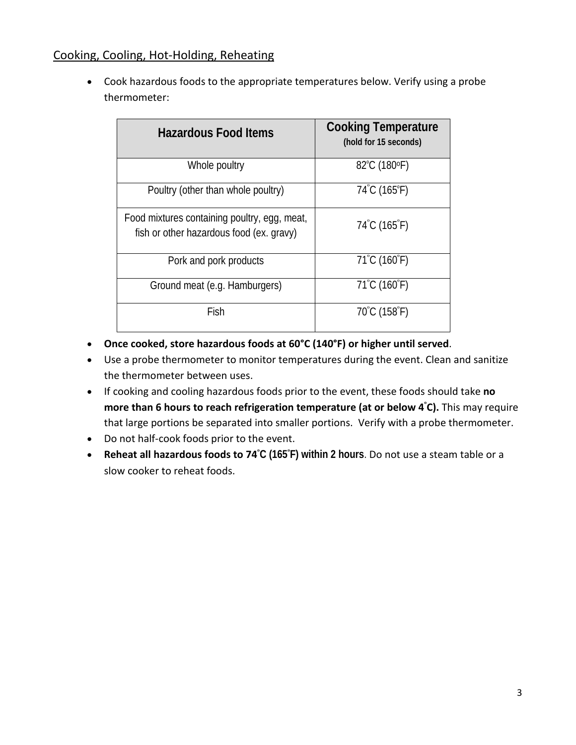## Cooking, Cooling, Hot-Holding, Reheating

- Cook hazardous foods to the appropriate temperatures below. Verify using a probe thermometer:

| Hazardous Food Items | Cooking Temperature (hold for 15 seconds) |
|---|---|
| Whole poultry | 82°C (180°F) |
| Poultry (other than whole poultry) | 74°C (165°F) |
| Food mixtures containing poultry, egg, meat, fish or other hazardous food (ex. gravy) | 74°C (165°F) |
| Pork and pork products | 71°C (160°F) |
| Ground meat (e.g. Hamburgers) | 71°C (160°F) |
| Fish | 70°C (158°F) |

- **Once cooked, store hazardous foods at 60°C (140°F) or higher until served**.
- Use a probe thermometer to monitor temperatures during the event. Clean and sanitize the thermometer between uses.
- If cooking and cooling hazardous foods prior to the event, these foods should take **no more than 6 hours to reach refrigeration temperature (at or below 4°C).** This may require that large portions be separated into smaller portions. Verify with a probe thermometer.
- Do not half-cook foods prior to the event.
- **Reheat all hazardous foods to 74°C (165°F) within 2 hours**. Do not use a steam table or a slow cooker to reheat foods.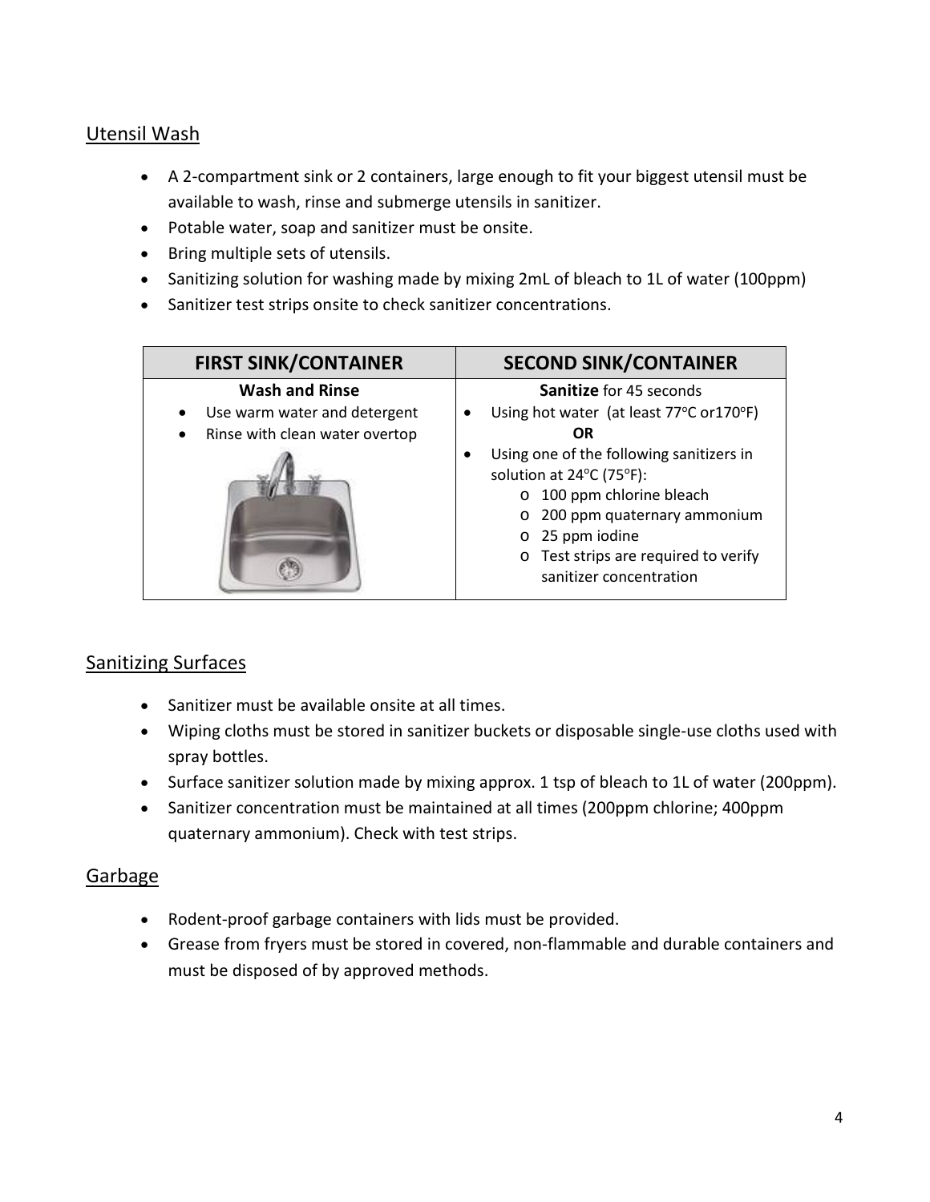## Utensil Wash

- A 2-compartment sink or 2 containers, large enough to fit your biggest utensil must be available to wash, rinse and submerge utensils in sanitizer.
- Potable water, soap and sanitizer must be onsite.
- Bring multiple sets of utensils.
- Sanitizing solution for washing made by mixing 2mL of bleach to 1L of water (100ppm)
- Sanitizer test strips onsite to check sanitizer concentrations.

| FIRST SINK/CONTAINER | SECOND SINK/CONTAINER |
|---|---|
| **Wash and Rinse**<br>• Use warm water and detergent<br>• Rinse with clean water overtop | **Sanitize** for 45 seconds<br>• Using hot water (at least 77°C or170°F)<br>**OR**<br>• Using one of the following sanitizers in solution at 24°C (75°F):<br>o 100 ppm chlorine bleach<br>o 200 ppm quaternary ammonium<br>o 25 ppm iodine<br>o Test strips are required to verify sanitizer concentration |

## Sanitizing Surfaces

- Sanitizer must be available onsite at all times.
- Wiping cloths must be stored in sanitizer buckets or disposable single-use cloths used with spray bottles.
- Surface sanitizer solution made by mixing approx. 1 tsp of bleach to 1L of water (200ppm).
- Sanitizer concentration must be maintained at all times (200ppm chlorine; 400ppm quaternary ammonium). Check with test strips.

## Garbage

- Rodent-proof garbage containers with lids must be provided.
- Grease from fryers must be stored in covered, non-flammable and durable containers and must be disposed of by approved methods.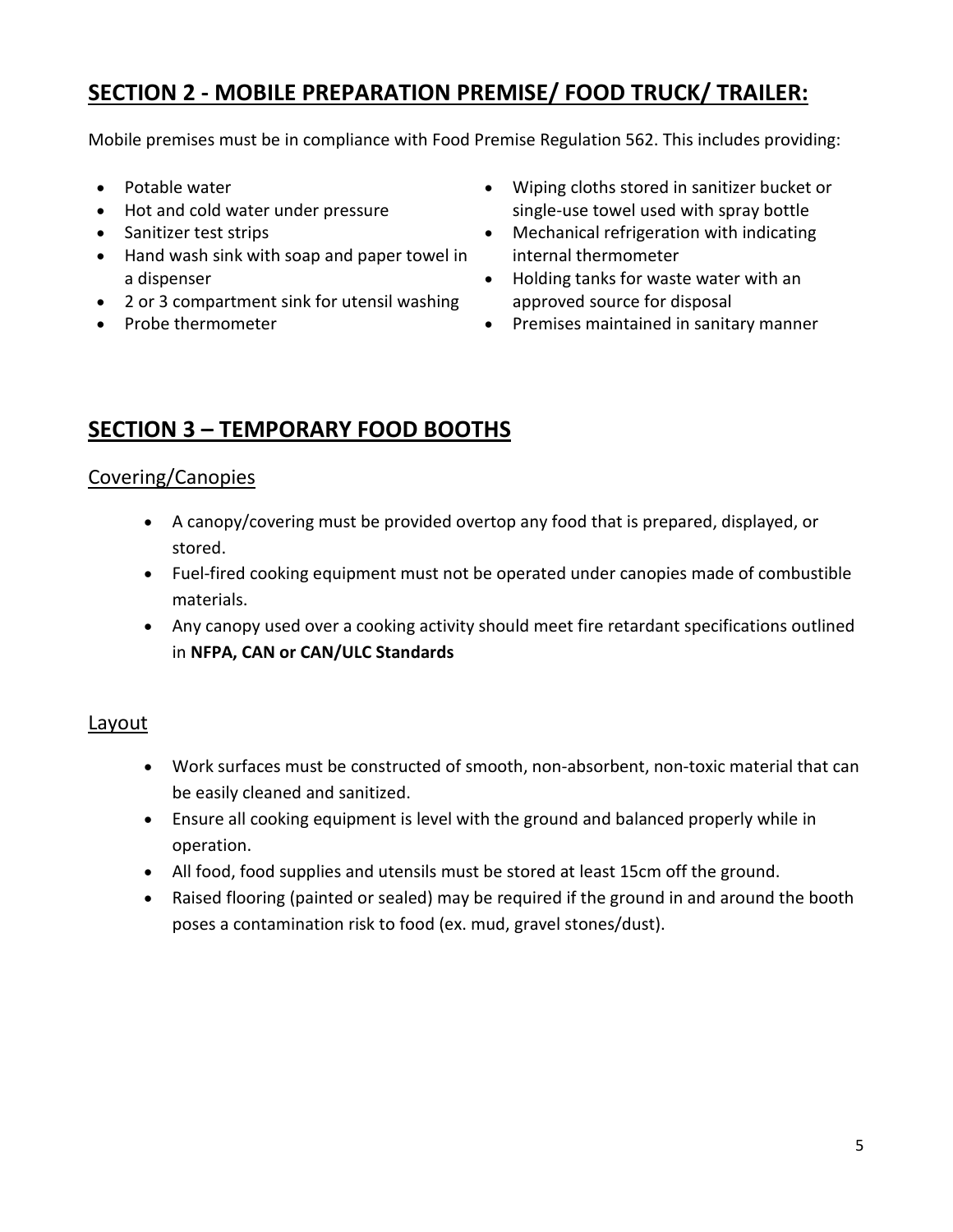## SECTION 2 - MOBILE PREPARATION PREMISE/ FOOD TRUCK/ TRAILER:

Mobile premises must be in compliance with Food Premise Regulation 562. This includes providing:

- Potable water
- Hot and cold water under pressure
- Sanitizer test strips
- Hand wash sink with soap and paper towel in a dispenser
- 2 or 3 compartment sink for utensil washing
- Probe thermometer
- Wiping cloths stored in sanitizer bucket or single-use towel used with spray bottle
- Mechanical refrigeration with indicating internal thermometer
- Holding tanks for waste water with an approved source for disposal
- Premises maintained in sanitary manner

## SECTION 3 – TEMPORARY FOOD BOOTHS

### Covering/Canopies

- A canopy/covering must be provided overtop any food that is prepared, displayed, or stored.
- Fuel-fired cooking equipment must not be operated under canopies made of combustible materials.
- Any canopy used over a cooking activity should meet fire retardant specifications outlined in **NFPA, CAN or CAN/ULC Standards**

### Layout

- Work surfaces must be constructed of smooth, non-absorbent, non-toxic material that can be easily cleaned and sanitized.
- Ensure all cooking equipment is level with the ground and balanced properly while in operation.
- All food, food supplies and utensils must be stored at least 15cm off the ground.
- Raised flooring (painted or sealed) may be required if the ground in and around the booth poses a contamination risk to food (ex. mud, gravel stones/dust).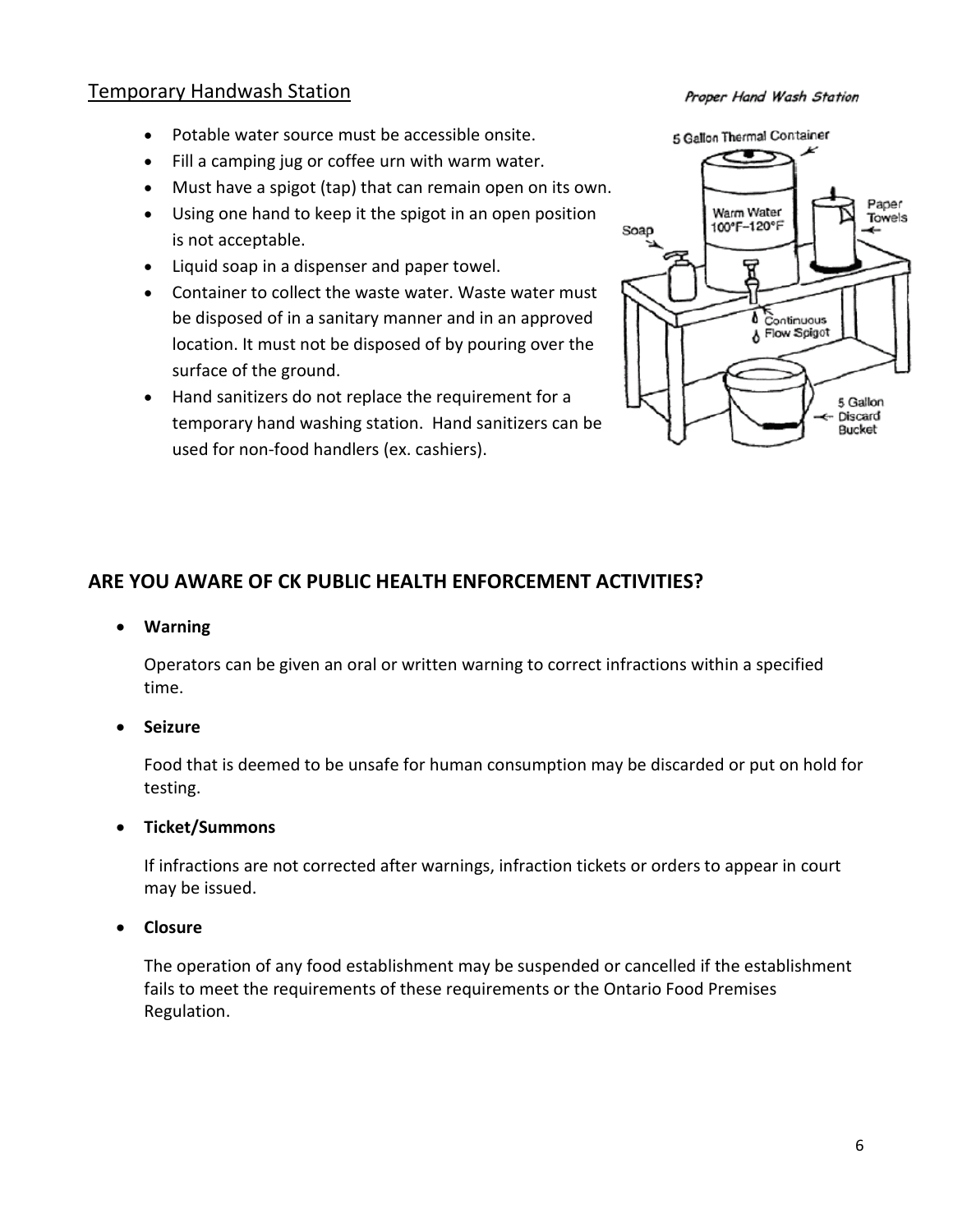## Temporary Handwash Station

- Potable water source must be accessible onsite.
- Fill a camping jug or coffee urn with warm water.
- Must have a spigot (tap) that can remain open on its own.
- Using one hand to keep it the spigot in an open position is not acceptable.
- Liquid soap in a dispenser and paper towel.
- Container to collect the waste water. Waste water must be disposed of in a sanitary manner and in an approved location. It must not be disposed of by pouring over the surface of the ground.
- Hand sanitizers do not replace the requirement for a temporary hand washing station. Hand sanitizers can be used for non-food handlers (ex. cashiers).

*Proper Hand Wash Station*

5 Gallon Thermal Container

Warm Water 100°F–120°F

Soap

Paper Towels

Continuous Flow Spigot

5 Gallon Discard Bucket

## ARE YOU AWARE OF CK PUBLIC HEALTH ENFORCEMENT ACTIVITIES?

- **Warning**

  Operators can be given an oral or written warning to correct infractions within a specified time.

- **Seizure**

  Food that is deemed to be unsafe for human consumption may be discarded or put on hold for testing.

- **Ticket/Summons**

  If infractions are not corrected after warnings, infraction tickets or orders to appear in court may be issued.

- **Closure**

  The operation of any food establishment may be suspended or cancelled if the establishment fails to meet the requirements of these requirements or the Ontario Food Premises Regulation.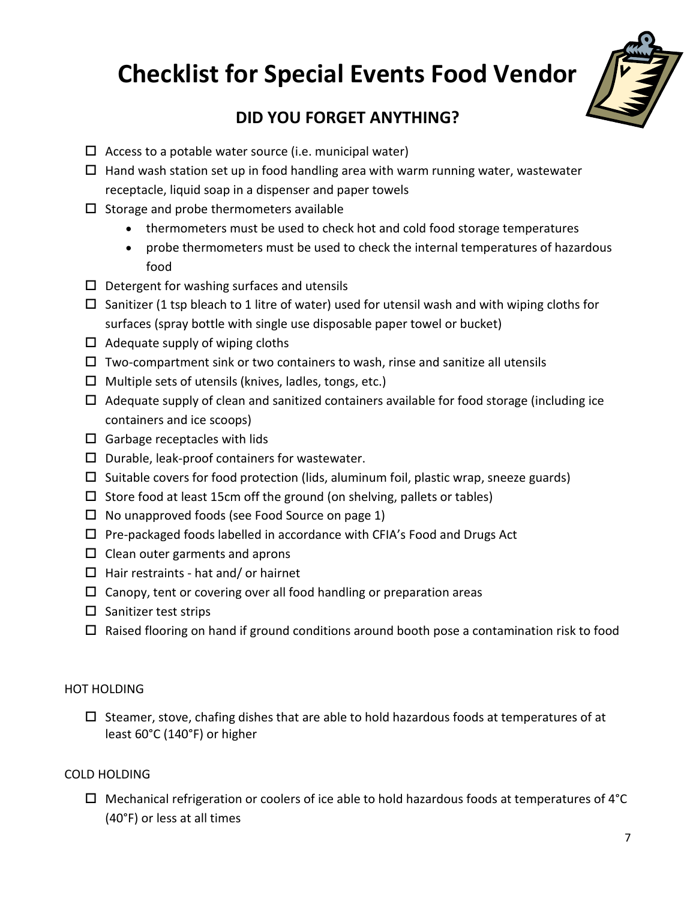# Checklist for Special Events Food Vendor

## DID YOU FORGET ANYTHING?

- ☐ Access to a potable water source (i.e. municipal water)
- ☐ Hand wash station set up in food handling area with warm running water, wastewater receptacle, liquid soap in a dispenser and paper towels
- ☐ Storage and probe thermometers available
  - thermometers must be used to check hot and cold food storage temperatures
  - probe thermometers must be used to check the internal temperatures of hazardous food
- ☐ Detergent for washing surfaces and utensils
- ☐ Sanitizer (1 tsp bleach to 1 litre of water) used for utensil wash and with wiping cloths for surfaces (spray bottle with single use disposable paper towel or bucket)
- ☐ Adequate supply of wiping cloths
- ☐ Two-compartment sink or two containers to wash, rinse and sanitize all utensils
- ☐ Multiple sets of utensils (knives, ladles, tongs, etc.)
- ☐ Adequate supply of clean and sanitized containers available for food storage (including ice containers and ice scoops)
- ☐ Garbage receptacles with lids
- ☐ Durable, leak-proof containers for wastewater.
- ☐ Suitable covers for food protection (lids, aluminum foil, plastic wrap, sneeze guards)
- ☐ Store food at least 15cm off the ground (on shelving, pallets or tables)
- ☐ No unapproved foods (see Food Source on page 1)
- ☐ Pre-packaged foods labelled in accordance with CFIA's Food and Drugs Act
- ☐ Clean outer garments and aprons
- ☐ Hair restraints - hat and/ or hairnet
- ☐ Canopy, tent or covering over all food handling or preparation areas
- ☐ Sanitizer test strips
- ☐ Raised flooring on hand if ground conditions around booth pose a contamination risk to food

HOT HOLDING

- ☐ Steamer, stove, chafing dishes that are able to hold hazardous foods at temperatures of at least 60°C (140°F) or higher

COLD HOLDING

- ☐ Mechanical refrigeration or coolers of ice able to hold hazardous foods at temperatures of 4°C (40°F) or less at all times